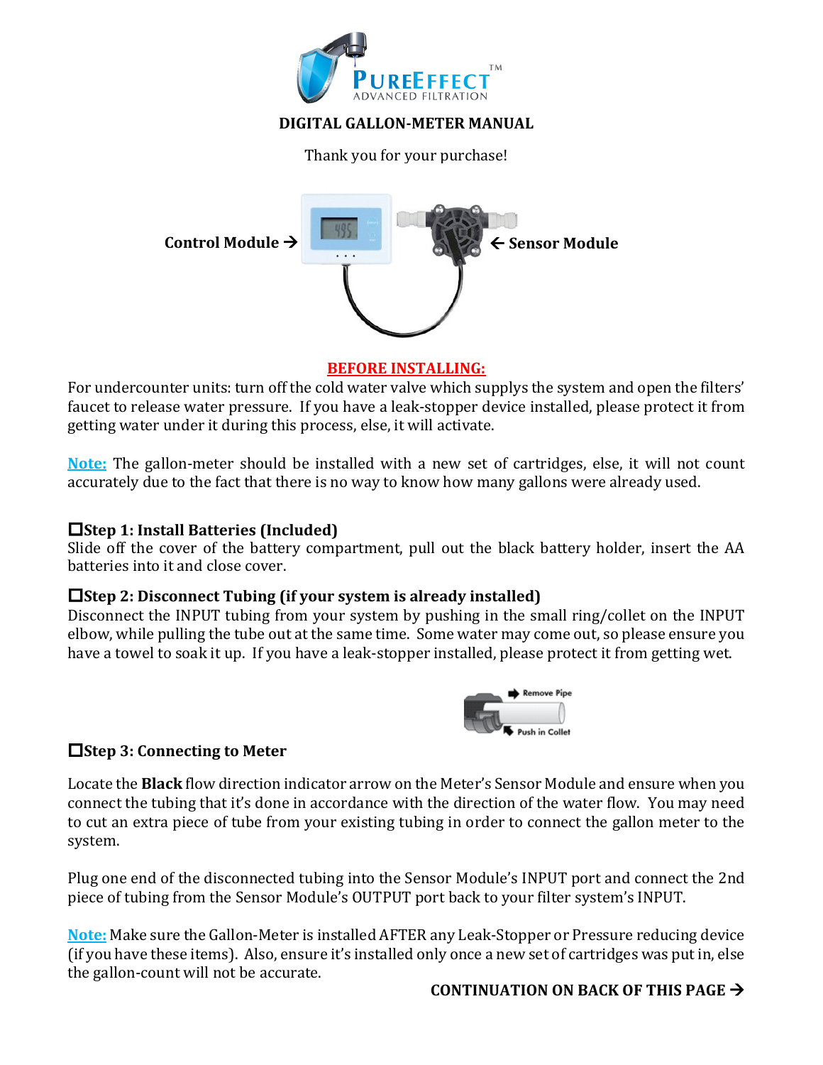# DIGITAL GALLON-METER MANUAL

Thank you for your purchase!

**Control Module →** **← Sensor Module**

## BEFORE INSTALLING:

For undercounter units: turn off the cold water valve which supplys the system and open the filters' faucet to release water pressure. If you have a leak-stopper device installed, please protect it from getting water under it during this process, else, it will activate.

**Note:** The gallon-meter should be installed with a new set of cartridges, else, it will not count accurately due to the fact that there is no way to know how many gallons were already used.

### ☐Step 1: Install Batteries (Included)

Slide off the cover of the battery compartment, pull out the black battery holder, insert the AA batteries into it and close cover.

### ☐Step 2: Disconnect Tubing (if your system is already installed)

Disconnect the INPUT tubing from your system by pushing in the small ring/collet on the INPUT elbow, while pulling the tube out at the same time. Some water may come out, so please ensure you have a towel to soak it up. If you have a leak-stopper installed, please protect it from getting wet.

Remove Pipe

Push in Collet

### ☐Step 3: Connecting to Meter

Locate the **Black** flow direction indicator arrow on the Meter's Sensor Module and ensure when you connect the tubing that it's done in accordance with the direction of the water flow. You may need to cut an extra piece of tube from your existing tubing in order to connect the gallon meter to the system.

Plug one end of the disconnected tubing into the Sensor Module's INPUT port and connect the 2nd piece of tubing from the Sensor Module's OUTPUT port back to your filter system's INPUT.

**Note:** Make sure the Gallon-Meter is installed AFTER any Leak-Stopper or Pressure reducing device (if you have these items). Also, ensure it's installed only once a new set of cartridges was put in, else the gallon-count will not be accurate.

**CONTINUATION ON BACK OF THIS PAGE →**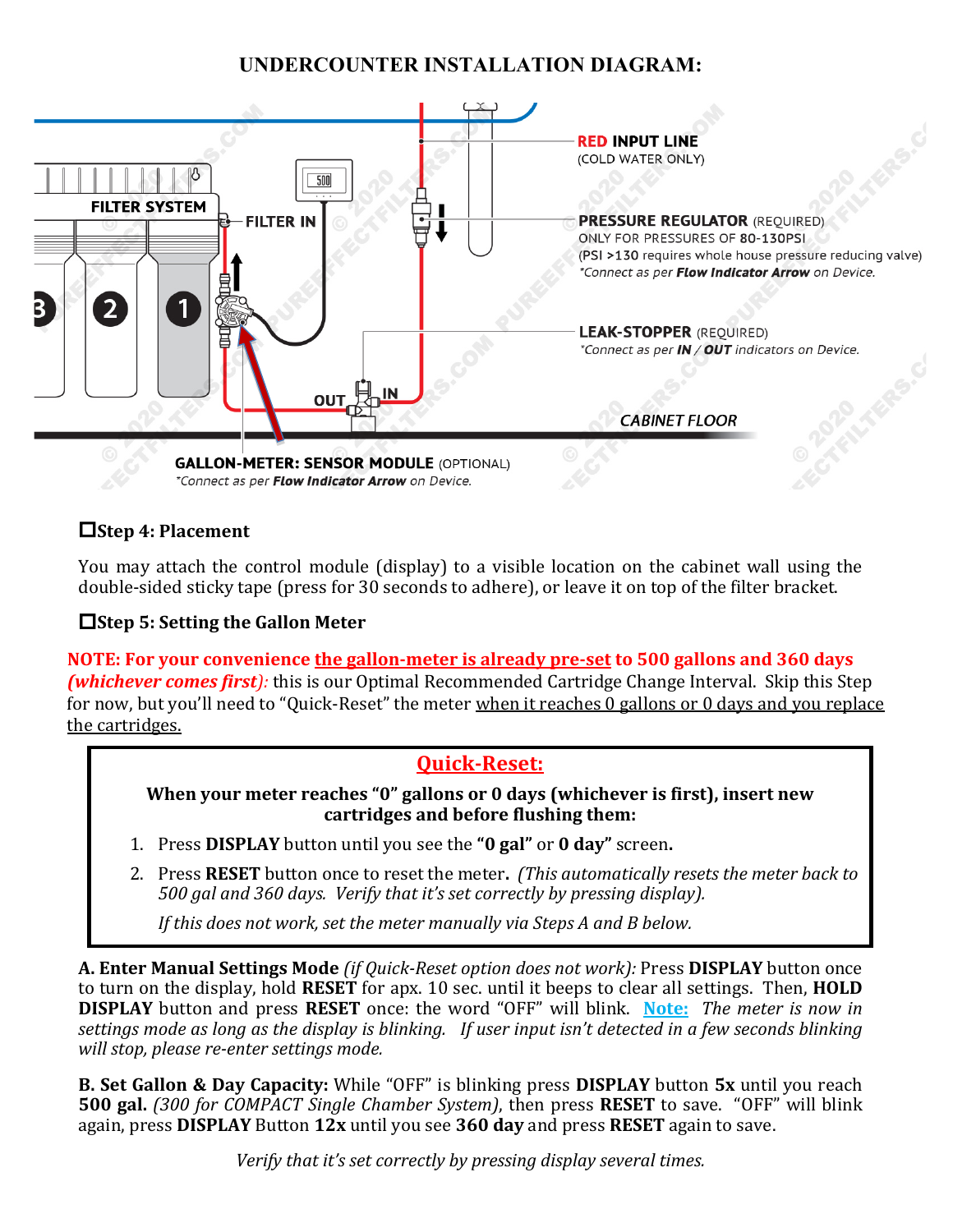# UNDERCOUNTER INSTALLATION DIAGRAM:

FILTER SYSTEM

FILTER IN

RED INPUT LINE
(COLD WATER ONLY)

PRESSURE REGULATOR (REQUIRED)
ONLY FOR PRESSURES OF 80-130PSI
(PSI >130 requires whole house pressure reducing valve)
*Connect as per **Flow Indicator Arrow** on Device.

LEAK-STOPPER (REQUIRED)
*Connect as per **IN** / **OUT** indicators on Device.

OUT IN

CABINET FLOOR

GALLON-METER: SENSOR MODULE (OPTIONAL)
*Connect as per **Flow Indicator Arrow** on Device.

### ☐Step 4: Placement

You may attach the control module (display) to a visible location on the cabinet wall using the double-sided sticky tape (press for 30 seconds to adhere), or leave it on top of the filter bracket.

### ☐Step 5: Setting the Gallon Meter

**NOTE: For your convenience the gallon-meter is already pre-set to 500 gallons and 360 days *(whichever comes first)*:** this is our Optimal Recommended Cartridge Change Interval. Skip this Step for now, but you'll need to "Quick-Reset" the meter when it reaches 0 gallons or 0 days and you replace the cartridges.

## Quick-Reset:

**When your meter reaches "0" gallons or 0 days (whichever is first), insert new cartridges and before flushing them:**

1. Press **DISPLAY** button until you see the **"0 gal"** or **0 day"** screen**.**
2. Press **RESET** button once to reset the meter**.** *(This automatically resets the meter back to 500 gal and 360 days. Verify that it's set correctly by pressing display).*

   *If this does not work, set the meter manually via Steps A and B below.*

**A. Enter Manual Settings Mode** *(if Quick-Reset option does not work):* Press **DISPLAY** button once to turn on the display, hold **RESET** for apx. 10 sec. until it beeps to clear all settings. Then, **HOLD DISPLAY** button and press **RESET** once: the word "OFF" will blink. **Note:** *The meter is now in settings mode as long as the display is blinking. If user input isn't detected in a few seconds blinking will stop, please re-enter settings mode.*

**B. Set Gallon & Day Capacity:** While "OFF" is blinking press **DISPLAY** button **5x** until you reach **500 gal.** *(300 for COMPACT Single Chamber System)*, then press **RESET** to save. "OFF" will blink again, press **DISPLAY** Button **12x** until you see **360 day** and press **RESET** again to save.

*Verify that it's set correctly by pressing display several times.*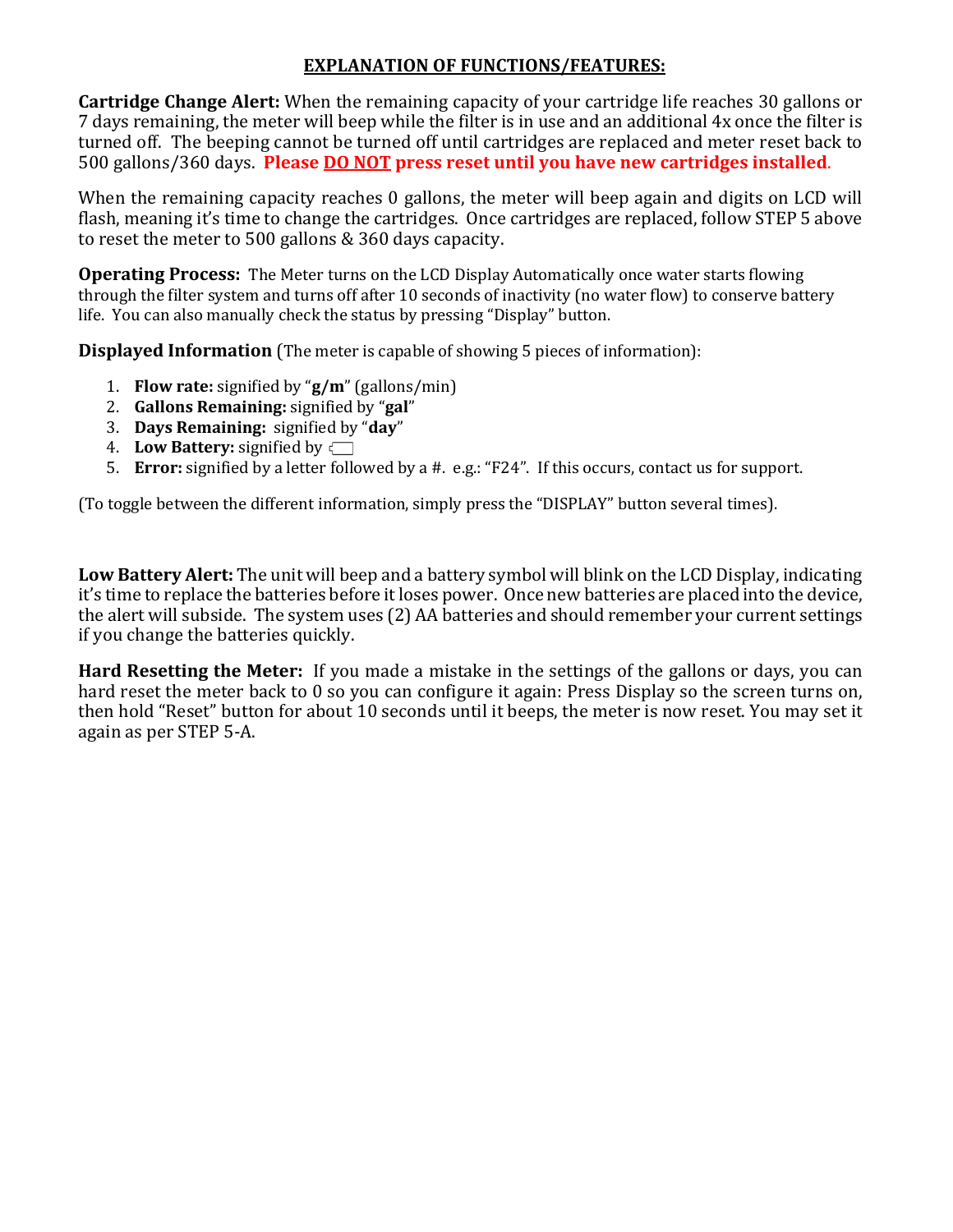## EXPLANATION OF FUNCTIONS/FEATURES:

**Cartridge Change Alert:** When the remaining capacity of your cartridge life reaches 30 gallons or 7 days remaining, the meter will beep while the filter is in use and an additional 4x once the filter is turned off. The beeping cannot be turned off until cartridges are replaced and meter reset back to 500 gallons/360 days. **Please DO NOT press reset until you have new cartridges installed.**

When the remaining capacity reaches 0 gallons, the meter will beep again and digits on LCD will flash, meaning it's time to change the cartridges. Once cartridges are replaced, follow STEP 5 above to reset the meter to 500 gallons & 360 days capacity.

**Operating Process:** The Meter turns on the LCD Display Automatically once water starts flowing through the filter system and turns off after 10 seconds of inactivity (no water flow) to conserve battery life. You can also manually check the status by pressing "Display" button.

**Displayed Information** (The meter is capable of showing 5 pieces of information):

1. **Flow rate:** signified by "**g/m**" (gallons/min)
2. **Gallons Remaining:** signified by "**gal**"
3. **Days Remaining:** signified by "**day**"
4. **Low Battery:** signified by (battery symbol)
5. **Error:** signified by a letter followed by a #. e.g.: "F24". If this occurs, contact us for support.

(To toggle between the different information, simply press the "DISPLAY" button several times).

**Low Battery Alert:** The unit will beep and a battery symbol will blink on the LCD Display, indicating it's time to replace the batteries before it loses power. Once new batteries are placed into the device, the alert will subside. The system uses (2) AA batteries and should remember your current settings if you change the batteries quickly.

**Hard Resetting the Meter:** If you made a mistake in the settings of the gallons or days, you can hard reset the meter back to 0 so you can configure it again: Press Display so the screen turns on, then hold "Reset" button for about 10 seconds until it beeps, the meter is now reset. You may set it again as per STEP 5-A.